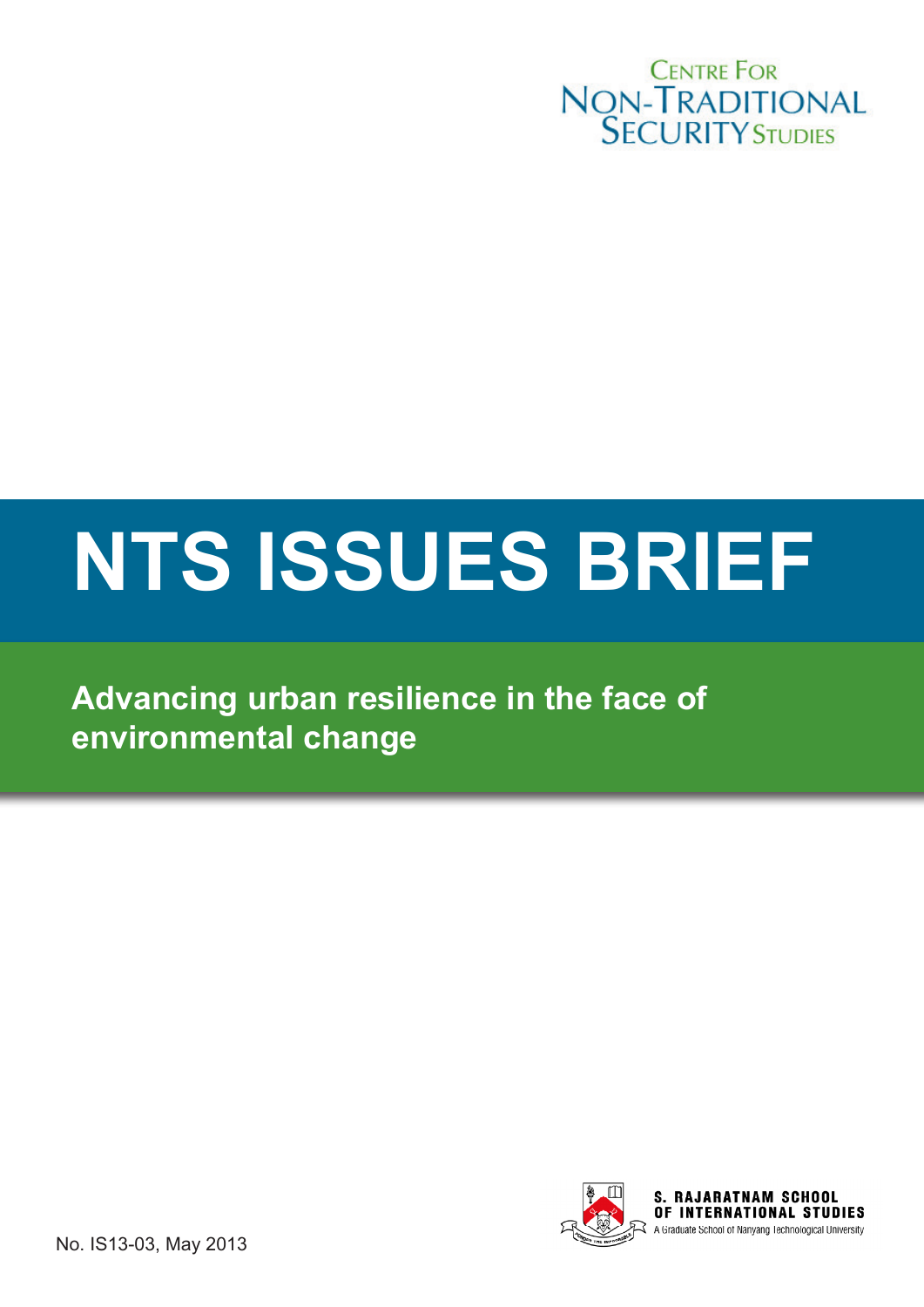Centre For Non-Traditional Security Studies

# NTS ISSUES BRIEF

## Advancing urban resilience in the face of environmental change

S. RAJARATNAM SCHOOL OF INTERNATIONAL STUDIES
A Graduate School of Nanyang Technological University

No. IS13-03, May 2013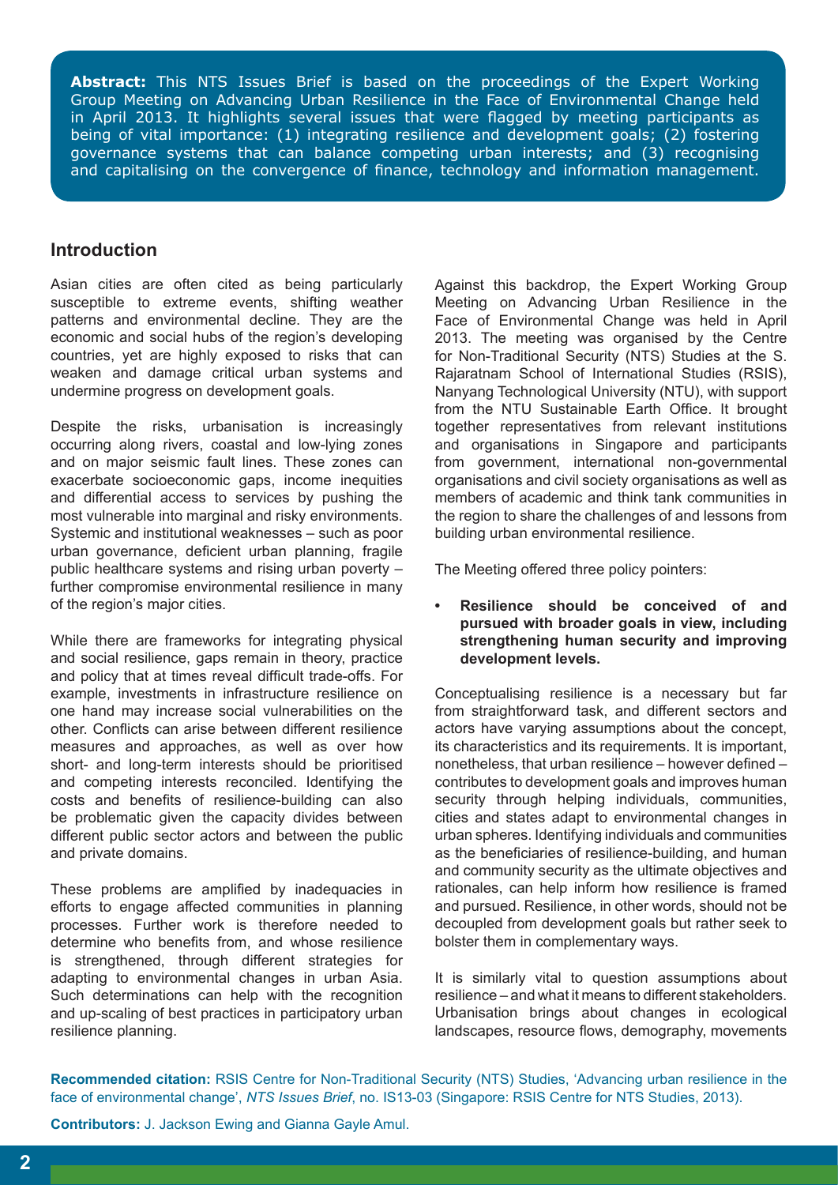**Abstract:** This NTS Issues Brief is based on the proceedings of the Expert Working Group Meeting on Advancing Urban Resilience in the Face of Environmental Change held in April 2013. It highlights several issues that were flagged by meeting participants as being of vital importance: (1) integrating resilience and development goals; (2) fostering governance systems that can balance competing urban interests; and (3) recognising and capitalising on the convergence of finance, technology and information management.

## Introduction

Asian cities are often cited as being particularly susceptible to extreme events, shifting weather patterns and environmental decline. They are the economic and social hubs of the region's developing countries, yet are highly exposed to risks that can weaken and damage critical urban systems and undermine progress on development goals.

Despite the risks, urbanisation is increasingly occurring along rivers, coastal and low-lying zones and on major seismic fault lines. These zones can exacerbate socioeconomic gaps, income inequities and differential access to services by pushing the most vulnerable into marginal and risky environments. Systemic and institutional weaknesses – such as poor urban governance, deficient urban planning, fragile public healthcare systems and rising urban poverty – further compromise environmental resilience in many of the region's major cities.

While there are frameworks for integrating physical and social resilience, gaps remain in theory, practice and policy that at times reveal difficult trade-offs. For example, investments in infrastructure resilience on one hand may increase social vulnerabilities on the other. Conflicts can arise between different resilience measures and approaches, as well as over how short- and long-term interests should be prioritised and competing interests reconciled. Identifying the costs and benefits of resilience-building can also be problematic given the capacity divides between different public sector actors and between the public and private domains.

These problems are amplified by inadequacies in efforts to engage affected communities in planning processes. Further work is therefore needed to determine who benefits from, and whose resilience is strengthened, through different strategies for adapting to environmental changes in urban Asia. Such determinations can help with the recognition and up-scaling of best practices in participatory urban resilience planning.

Against this backdrop, the Expert Working Group Meeting on Advancing Urban Resilience in the Face of Environmental Change was held in April 2013. The meeting was organised by the Centre for Non-Traditional Security (NTS) Studies at the S. Rajaratnam School of International Studies (RSIS), Nanyang Technological University (NTU), with support from the NTU Sustainable Earth Office. It brought together representatives from relevant institutions and organisations in Singapore and participants from government, international non-governmental organisations and civil society organisations as well as members of academic and think tank communities in the region to share the challenges of and lessons from building urban environmental resilience.

The Meeting offered three policy pointers:

- **Resilience should be conceived of and pursued with broader goals in view, including strengthening human security and improving development levels.**

Conceptualising resilience is a necessary but far from straightforward task, and different sectors and actors have varying assumptions about the concept, its characteristics and its requirements. It is important, nonetheless, that urban resilience – however defined – contributes to development goals and improves human security through helping individuals, communities, cities and states adapt to environmental changes in urban spheres. Identifying individuals and communities as the beneficiaries of resilience-building, and human and community security as the ultimate objectives and rationales, can help inform how resilience is framed and pursued. Resilience, in other words, should not be decoupled from development goals but rather seek to bolster them in complementary ways.

It is similarly vital to question assumptions about resilience – and what it means to different stakeholders. Urbanisation brings about changes in ecological landscapes, resource flows, demography, movements

**Recommended citation:** RSIS Centre for Non-Traditional Security (NTS) Studies, 'Advancing urban resilience in the face of environmental change', *NTS Issues Brief*, no. IS13-03 (Singapore: RSIS Centre for NTS Studies, 2013).

**Contributors:** J. Jackson Ewing and Gianna Gayle Amul.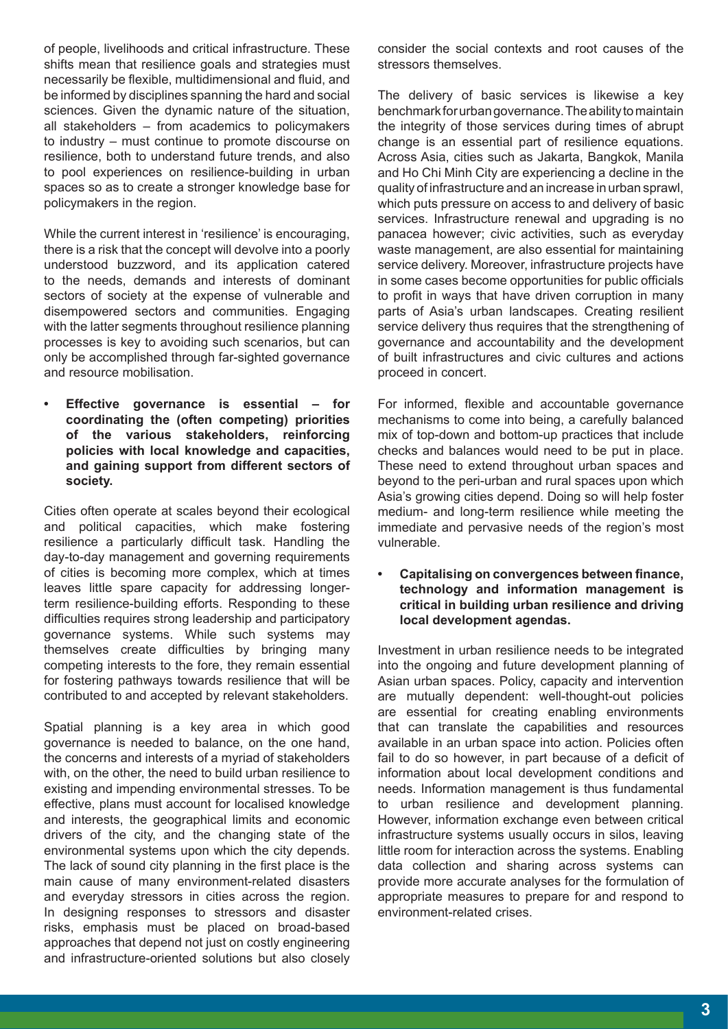of people, livelihoods and critical infrastructure. These shifts mean that resilience goals and strategies must necessarily be flexible, multidimensional and fluid, and be informed by disciplines spanning the hard and social sciences. Given the dynamic nature of the situation, all stakeholders – from academics to policymakers to industry – must continue to promote discourse on resilience, both to understand future trends, and also to pool experiences on resilience-building in urban spaces so as to create a stronger knowledge base for policymakers in the region.

While the current interest in 'resilience' is encouraging, there is a risk that the concept will devolve into a poorly understood buzzword, and its application catered to the needs, demands and interests of dominant sectors of society at the expense of vulnerable and disempowered sectors and communities. Engaging with the latter segments throughout resilience planning processes is key to avoiding such scenarios, but can only be accomplished through far-sighted governance and resource mobilisation.

- **Effective governance is essential – for coordinating the (often competing) priorities of the various stakeholders, reinforcing policies with local knowledge and capacities, and gaining support from different sectors of society.**

Cities often operate at scales beyond their ecological and political capacities, which make fostering resilience a particularly difficult task. Handling the day-to-day management and governing requirements of cities is becoming more complex, which at times leaves little spare capacity for addressing longer-term resilience-building efforts. Responding to these difficulties requires strong leadership and participatory governance systems. While such systems may themselves create difficulties by bringing many competing interests to the fore, they remain essential for fostering pathways towards resilience that will be contributed to and accepted by relevant stakeholders.

Spatial planning is a key area in which good governance is needed to balance, on the one hand, the concerns and interests of a myriad of stakeholders with, on the other, the need to build urban resilience to existing and impending environmental stresses. To be effective, plans must account for localised knowledge and interests, the geographical limits and economic drivers of the city, and the changing state of the environmental systems upon which the city depends. The lack of sound city planning in the first place is the main cause of many environment-related disasters and everyday stressors in cities across the region. In designing responses to stressors and disaster risks, emphasis must be placed on broad-based approaches that depend not just on costly engineering and infrastructure-oriented solutions but also closely consider the social contexts and root causes of the stressors themselves.

The delivery of basic services is likewise a key benchmark for urban governance. The ability to maintain the integrity of those services during times of abrupt change is an essential part of resilience equations. Across Asia, cities such as Jakarta, Bangkok, Manila and Ho Chi Minh City are experiencing a decline in the quality of infrastructure and an increase in urban sprawl, which puts pressure on access to and delivery of basic services. Infrastructure renewal and upgrading is no panacea however; civic activities, such as everyday waste management, are also essential for maintaining service delivery. Moreover, infrastructure projects have in some cases become opportunities for public officials to profit in ways that have driven corruption in many parts of Asia's urban landscapes. Creating resilient service delivery thus requires that the strengthening of governance and accountability and the development of built infrastructures and civic cultures and actions proceed in concert.

For informed, flexible and accountable governance mechanisms to come into being, a carefully balanced mix of top-down and bottom-up practices that include checks and balances would need to be put in place. These need to extend throughout urban spaces and beyond to the peri-urban and rural spaces upon which Asia's growing cities depend. Doing so will help foster medium- and long-term resilience while meeting the immediate and pervasive needs of the region's most vulnerable.

- **Capitalising on convergences between finance, technology and information management is critical in building urban resilience and driving local development agendas.**

Investment in urban resilience needs to be integrated into the ongoing and future development planning of Asian urban spaces. Policy, capacity and intervention are mutually dependent: well-thought-out policies are essential for creating enabling environments that can translate the capabilities and resources available in an urban space into action. Policies often fail to do so however, in part because of a deficit of information about local development conditions and needs. Information management is thus fundamental to urban resilience and development planning. However, information exchange even between critical infrastructure systems usually occurs in silos, leaving little room for interaction across the systems. Enabling data collection and sharing across systems can provide more accurate analyses for the formulation of appropriate measures to prepare for and respond to environment-related crises.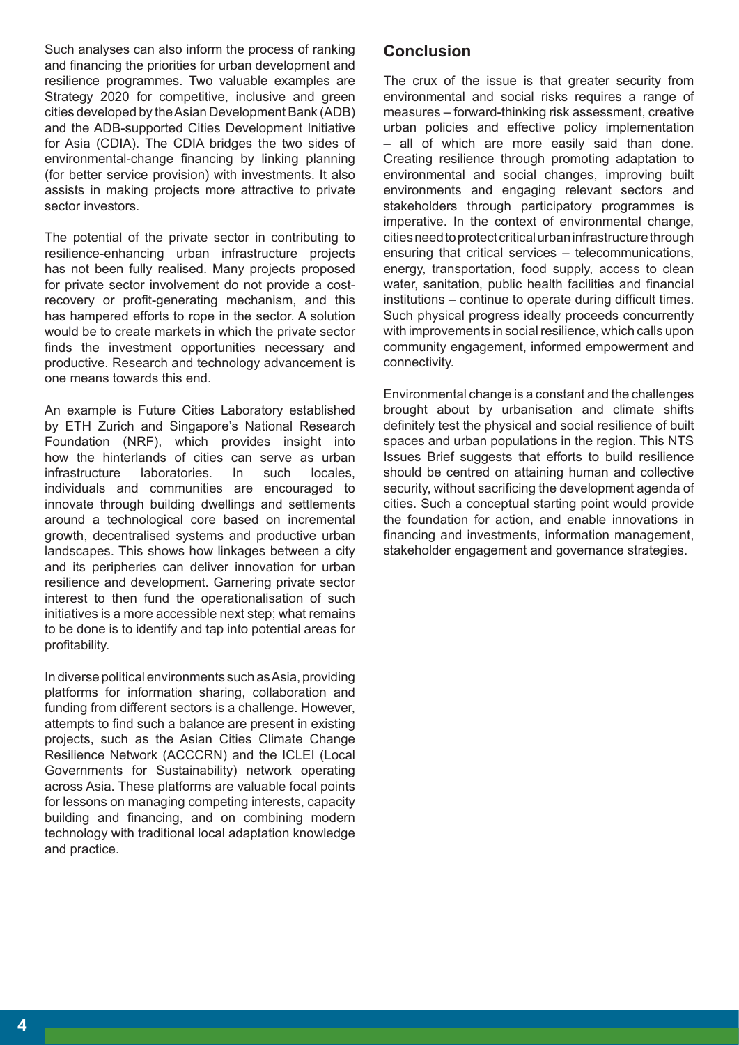Such analyses can also inform the process of ranking and financing the priorities for urban development and resilience programmes. Two valuable examples are Strategy 2020 for competitive, inclusive and green cities developed by the Asian Development Bank (ADB) and the ADB-supported Cities Development Initiative for Asia (CDIA). The CDIA bridges the two sides of environmental-change financing by linking planning (for better service provision) with investments. It also assists in making projects more attractive to private sector investors.

The potential of the private sector in contributing to resilience-enhancing urban infrastructure projects has not been fully realised. Many projects proposed for private sector involvement do not provide a cost-recovery or profit-generating mechanism, and this has hampered efforts to rope in the sector. A solution would be to create markets in which the private sector finds the investment opportunities necessary and productive. Research and technology advancement is one means towards this end.

An example is Future Cities Laboratory established by ETH Zurich and Singapore's National Research Foundation (NRF), which provides insight into how the hinterlands of cities can serve as urban infrastructure laboratories. In such locales, individuals and communities are encouraged to innovate through building dwellings and settlements around a technological core based on incremental growth, decentralised systems and productive urban landscapes. This shows how linkages between a city and its peripheries can deliver innovation for urban resilience and development. Garnering private sector interest to then fund the operationalisation of such initiatives is a more accessible next step; what remains to be done is to identify and tap into potential areas for profitability.

In diverse political environments such as Asia, providing platforms for information sharing, collaboration and funding from different sectors is a challenge. However, attempts to find such a balance are present in existing projects, such as the Asian Cities Climate Change Resilience Network (ACCCRN) and the ICLEI (Local Governments for Sustainability) network operating across Asia. These platforms are valuable focal points for lessons on managing competing interests, capacity building and financing, and on combining modern technology with traditional local adaptation knowledge and practice.

## Conclusion

The crux of the issue is that greater security from environmental and social risks requires a range of measures – forward-thinking risk assessment, creative urban policies and effective policy implementation – all of which are more easily said than done. Creating resilience through promoting adaptation to environmental and social changes, improving built environments and engaging relevant sectors and stakeholders through participatory programmes is imperative. In the context of environmental change, cities need to protect critical urban infrastructure through ensuring that critical services – telecommunications, energy, transportation, food supply, access to clean water, sanitation, public health facilities and financial institutions – continue to operate during difficult times. Such physical progress ideally proceeds concurrently with improvements in social resilience, which calls upon community engagement, informed empowerment and connectivity.

Environmental change is a constant and the challenges brought about by urbanisation and climate shifts definitely test the physical and social resilience of built spaces and urban populations in the region. This NTS Issues Brief suggests that efforts to build resilience should be centred on attaining human and collective security, without sacrificing the development agenda of cities. Such a conceptual starting point would provide the foundation for action, and enable innovations in financing and investments, information management, stakeholder engagement and governance strategies.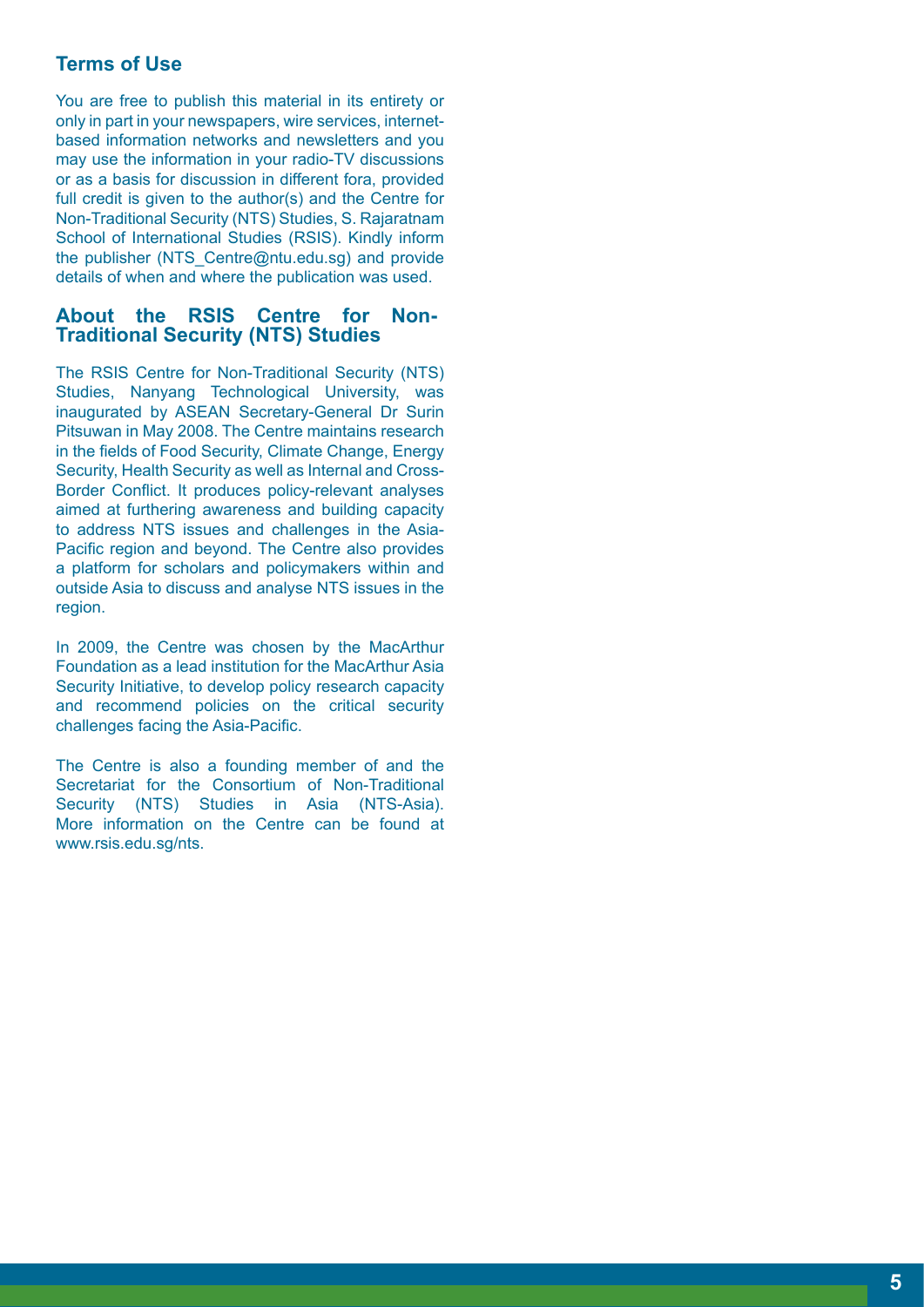## Terms of Use

You are free to publish this material in its entirety or only in part in your newspapers, wire services, internet-based information networks and newsletters and you may use the information in your radio-TV discussions or as a basis for discussion in different fora, provided full credit is given to the author(s) and the Centre for Non-Traditional Security (NTS) Studies, S. Rajaratnam School of International Studies (RSIS). Kindly inform the publisher (NTS_Centre@ntu.edu.sg) and provide details of when and where the publication was used.

## About the RSIS Centre for Non-Traditional Security (NTS) Studies

The RSIS Centre for Non-Traditional Security (NTS) Studies, Nanyang Technological University, was inaugurated by ASEAN Secretary-General Dr Surin Pitsuwan in May 2008. The Centre maintains research in the fields of Food Security, Climate Change, Energy Security, Health Security as well as Internal and Cross-Border Conflict. It produces policy-relevant analyses aimed at furthering awareness and building capacity to address NTS issues and challenges in the Asia-Pacific region and beyond. The Centre also provides a platform for scholars and policymakers within and outside Asia to discuss and analyse NTS issues in the region.

In 2009, the Centre was chosen by the MacArthur Foundation as a lead institution for the MacArthur Asia Security Initiative, to develop policy research capacity and recommend policies on the critical security challenges facing the Asia-Pacific.

The Centre is also a founding member of and the Secretariat for the Consortium of Non-Traditional Security (NTS) Studies in Asia (NTS-Asia). More information on the Centre can be found at www.rsis.edu.sg/nts.